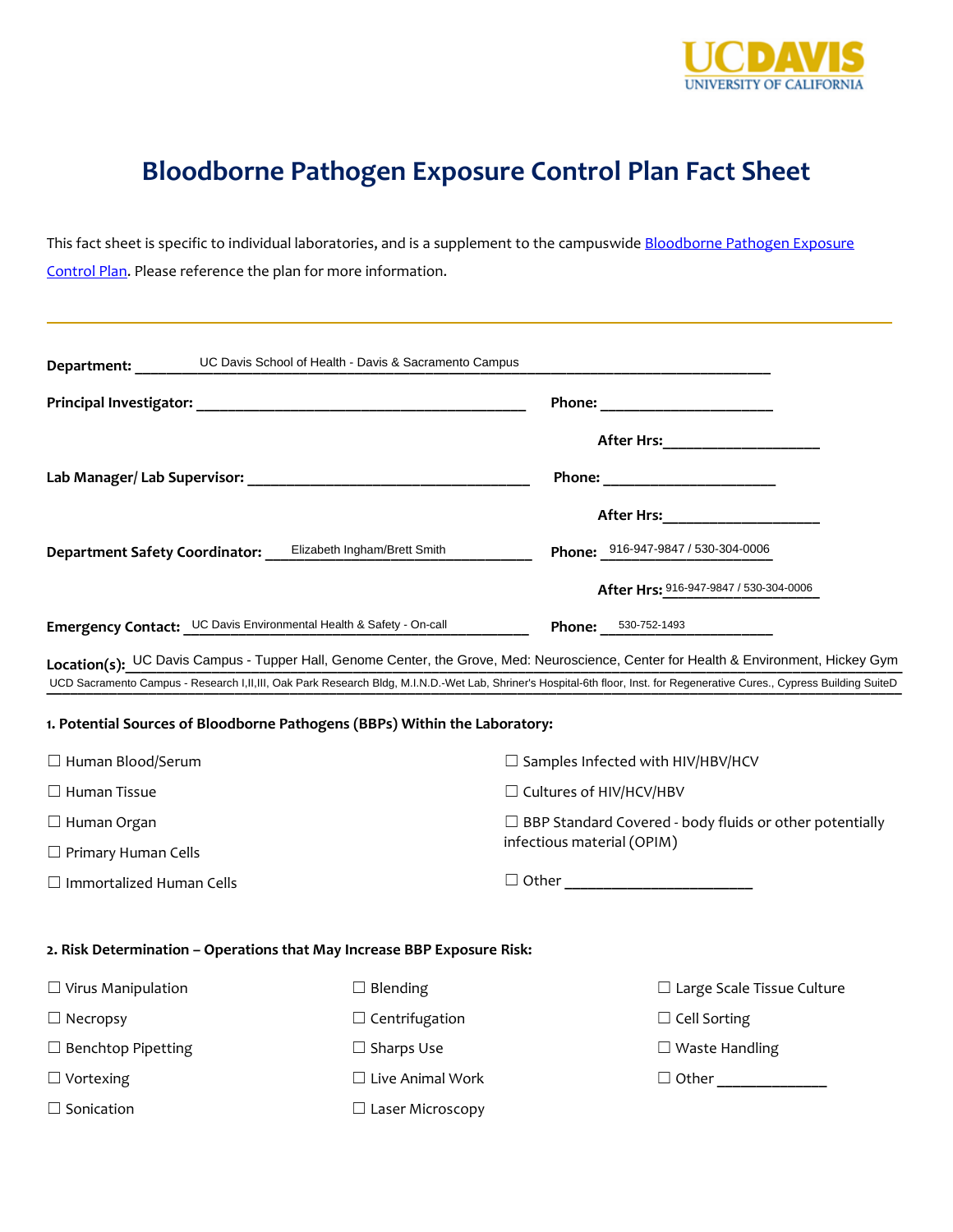UC DAVIS
UNIVERSITY OF CALIFORNIA

# Bloodborne Pathogen Exposure Control Plan Fact Sheet

This fact sheet is specific to individual laboratories, and is a supplement to the campuswide Bloodborne Pathogen Exposure Control Plan. Please reference the plan for more information.

---

**Department:** UC Davis School of Health - Davis & Sacramento Campus

**Principal Investigator:** ____________________ **Phone:** ____________________

**After Hrs:** ____________________

**Lab Manager/ Lab Supervisor:** ____________________ **Phone:** ____________________

**After Hrs:** ____________________

**Department Safety Coordinator:** Elizabeth Ingham/Brett Smith **Phone:** 916-947-9847 / 530-304-0006

**After Hrs:** 916-947-9847 / 530-304-0006

**Emergency Contact:** UC Davis Environmental Health & Safety - On-call **Phone:** 530-752-1493

**Location(s):** UC Davis Campus - Tupper Hall, Genome Center, the Grove, Med: Neuroscience, Center for Health & Environment, Hickey Gym
UCD Sacramento Campus - Research I,II,III, Oak Park Research Bldg, M.I.N.D.-Wet Lab, Shriner's Hospital-6th floor, Inst. for Regenerative Cures., Cypress Building SuiteD

**1. Potential Sources of Bloodborne Pathogens (BBPs) Within the Laboratory:**

☐ Human Blood/Serum
☐ Human Tissue
☐ Human Organ
☐ Primary Human Cells
☐ Immortalized Human Cells
☐ Samples Infected with HIV/HBV/HCV
☐ Cultures of HIV/HCV/HBV
☐ BBP Standard Covered - body fluids or other potentially infectious material (OPIM)
☐ Other ____________________

**2. Risk Determination – Operations that May Increase BBP Exposure Risk:**

☐ Virus Manipulation
☐ Necropsy
☐ Benchtop Pipetting
☐ Vortexing
☐ Sonication
☐ Blending
☐ Centrifugation
☐ Sharps Use
☐ Live Animal Work
☐ Laser Microscopy
☐ Large Scale Tissue Culture
☐ Cell Sorting
☐ Waste Handling
☐ Other ____________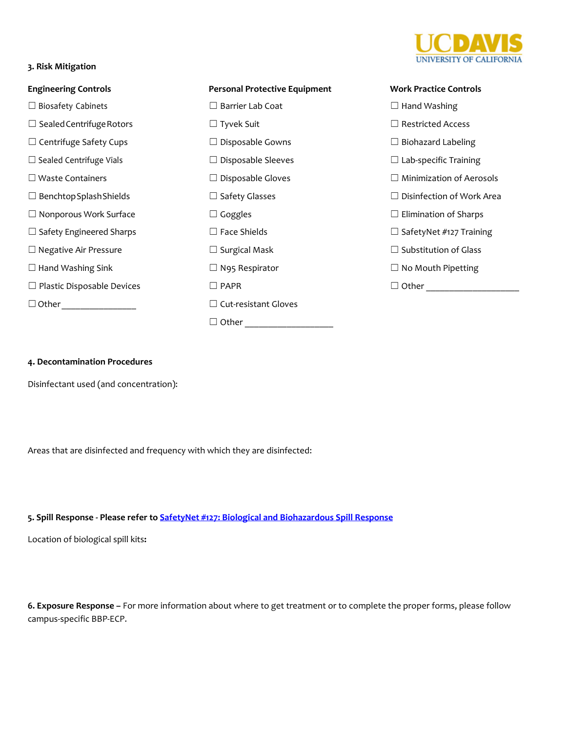### 3. Risk Mitigation

**Engineering Controls**

- ☐ Biosafety Cabinets
- ☐ Sealed Centrifuge Rotors
- ☐ Centrifuge Safety Cups
- ☐ Sealed Centrifuge Vials
- ☐ Waste Containers
- ☐ Benchtop Splash Shields
- ☐ Nonporous Work Surface
- ☐ Safety Engineered Sharps
- ☐ Negative Air Pressure
- ☐ Hand Washing Sink
- ☐ Plastic Disposable Devices
- ☐ Other ________________

**Personal Protective Equipment**

- ☐ Barrier Lab Coat
- ☐ Tyvek Suit
- ☐ Disposable Gowns
- ☐ Disposable Sleeves
- ☐ Disposable Gloves
- ☐ Safety Glasses
- ☐ Goggles
- ☐ Face Shields
- ☐ Surgical Mask
- ☐ N95 Respirator
- ☐ PAPR
- ☐ Cut-resistant Gloves
- ☐ Other ___________________

**Work Practice Controls**

- ☐ Hand Washing
- ☐ Restricted Access
- ☐ Biohazard Labeling
- ☐ Lab-specific Training
- ☐ Minimization of Aerosols
- ☐ Disinfection of Work Area
- ☐ Elimination of Sharps
- ☐ SafetyNet #127 Training
- ☐ Substitution of Glass
- ☐ No Mouth Pipetting
- ☐ Other ____________________

### 4. Decontamination Procedures

Disinfectant used (and concentration):

Areas that are disinfected and frequency with which they are disinfected:

### 5. Spill Response - Please refer to SafetyNet #127: Biological and Biohazardous Spill Response

Location of biological spill kits**:**

**6. Exposure Response –** For more information about where to get treatment or to complete the proper forms, please follow campus-specific BBP-ECP.